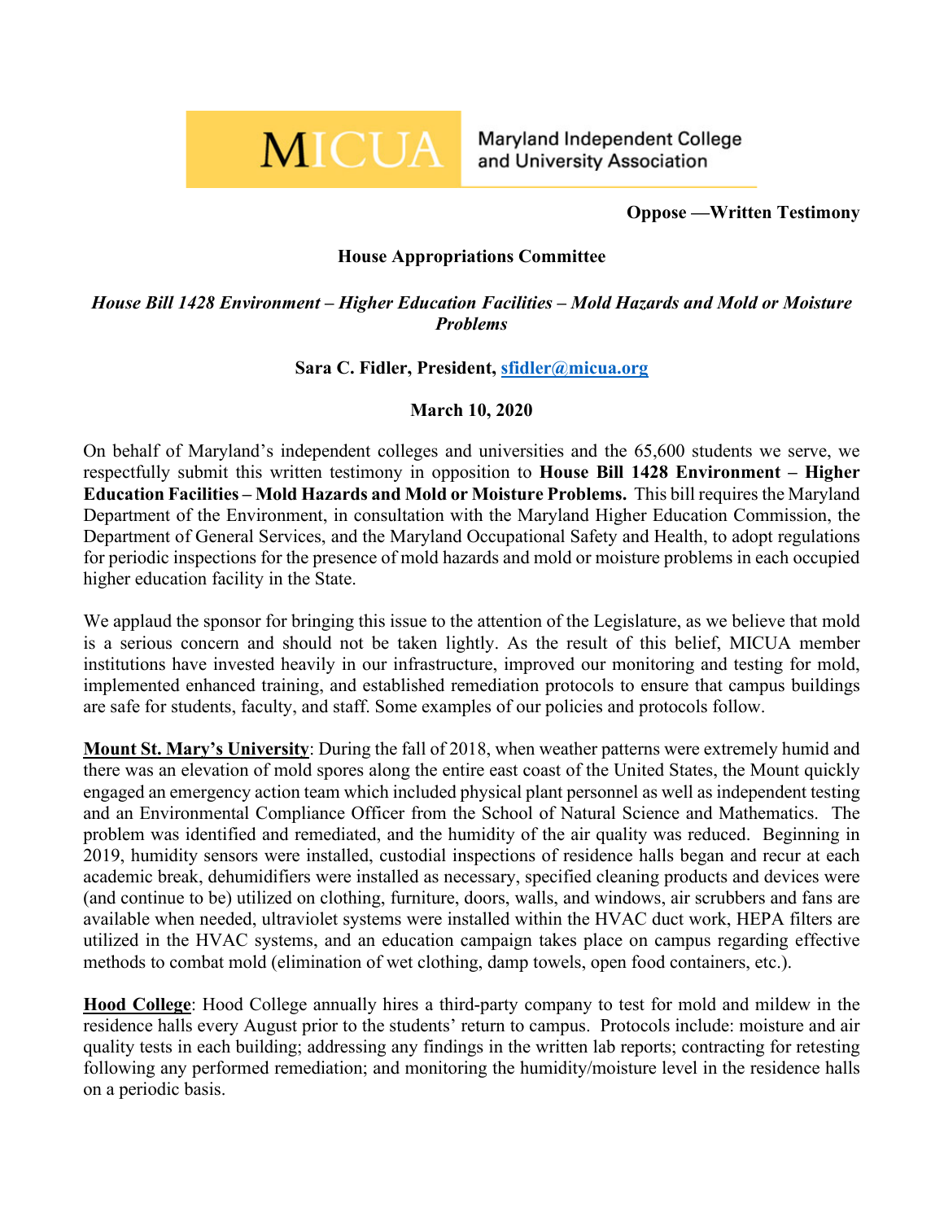**MICUA** Maryland Independent College and University Association

**Oppose —Written Testimony**

**House Appropriations Committee**

***House Bill 1428 Environment – Higher Education Facilities – Mold Hazards and Mold or Moisture Problems***

**Sara C. Fidler, President, sfidler@micua.org**

**March 10, 2020**

On behalf of Maryland's independent colleges and universities and the 65,600 students we serve, we respectfully submit this written testimony in opposition to **House Bill 1428 Environment – Higher Education Facilities – Mold Hazards and Mold or Moisture Problems.** This bill requires the Maryland Department of the Environment, in consultation with the Maryland Higher Education Commission, the Department of General Services, and the Maryland Occupational Safety and Health, to adopt regulations for periodic inspections for the presence of mold hazards and mold or moisture problems in each occupied higher education facility in the State.

We applaud the sponsor for bringing this issue to the attention of the Legislature, as we believe that mold is a serious concern and should not be taken lightly. As the result of this belief, MICUA member institutions have invested heavily in our infrastructure, improved our monitoring and testing for mold, implemented enhanced training, and established remediation protocols to ensure that campus buildings are safe for students, faculty, and staff. Some examples of our policies and protocols follow.

**Mount St. Mary's University**: During the fall of 2018, when weather patterns were extremely humid and there was an elevation of mold spores along the entire east coast of the United States, the Mount quickly engaged an emergency action team which included physical plant personnel as well as independent testing and an Environmental Compliance Officer from the School of Natural Science and Mathematics. The problem was identified and remediated, and the humidity of the air quality was reduced. Beginning in 2019, humidity sensors were installed, custodial inspections of residence halls began and recur at each academic break, dehumidifiers were installed as necessary, specified cleaning products and devices were (and continue to be) utilized on clothing, furniture, doors, walls, and windows, air scrubbers and fans are available when needed, ultraviolet systems were installed within the HVAC duct work, HEPA filters are utilized in the HVAC systems, and an education campaign takes place on campus regarding effective methods to combat mold (elimination of wet clothing, damp towels, open food containers, etc.).

**Hood College**: Hood College annually hires a third-party company to test for mold and mildew in the residence halls every August prior to the students' return to campus. Protocols include: moisture and air quality tests in each building; addressing any findings in the written lab reports; contracting for retesting following any performed remediation; and monitoring the humidity/moisture level in the residence halls on a periodic basis.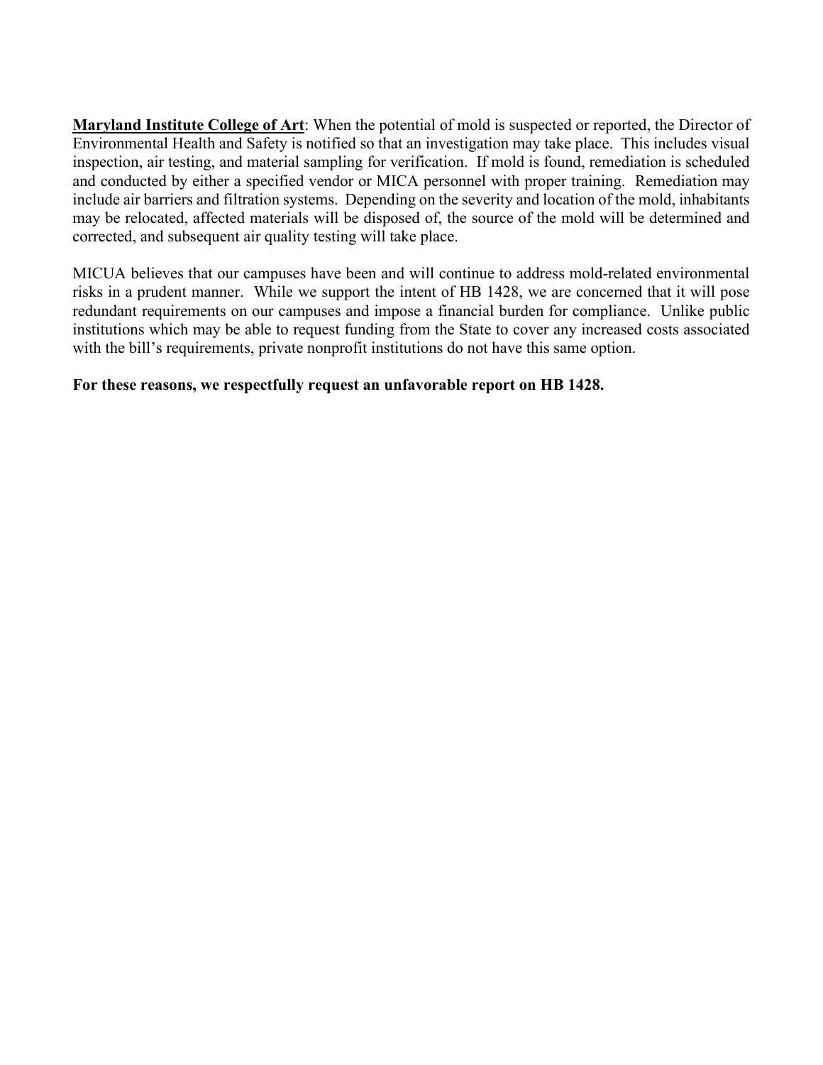**<u>Maryland Institute College of Art</u>**: When the potential of mold is suspected or reported, the Director of Environmental Health and Safety is notified so that an investigation may take place. This includes visual inspection, air testing, and material sampling for verification. If mold is found, remediation is scheduled and conducted by either a specified vendor or MICA personnel with proper training. Remediation may include air barriers and filtration systems. Depending on the severity and location of the mold, inhabitants may be relocated, affected materials will be disposed of, the source of the mold will be determined and corrected, and subsequent air quality testing will take place.

MICUA believes that our campuses have been and will continue to address mold-related environmental risks in a prudent manner. While we support the intent of HB 1428, we are concerned that it will pose redundant requirements on our campuses and impose a financial burden for compliance. Unlike public institutions which may be able to request funding from the State to cover any increased costs associated with the bill's requirements, private nonprofit institutions do not have this same option.

**For these reasons, we respectfully request an unfavorable report on HB 1428.**